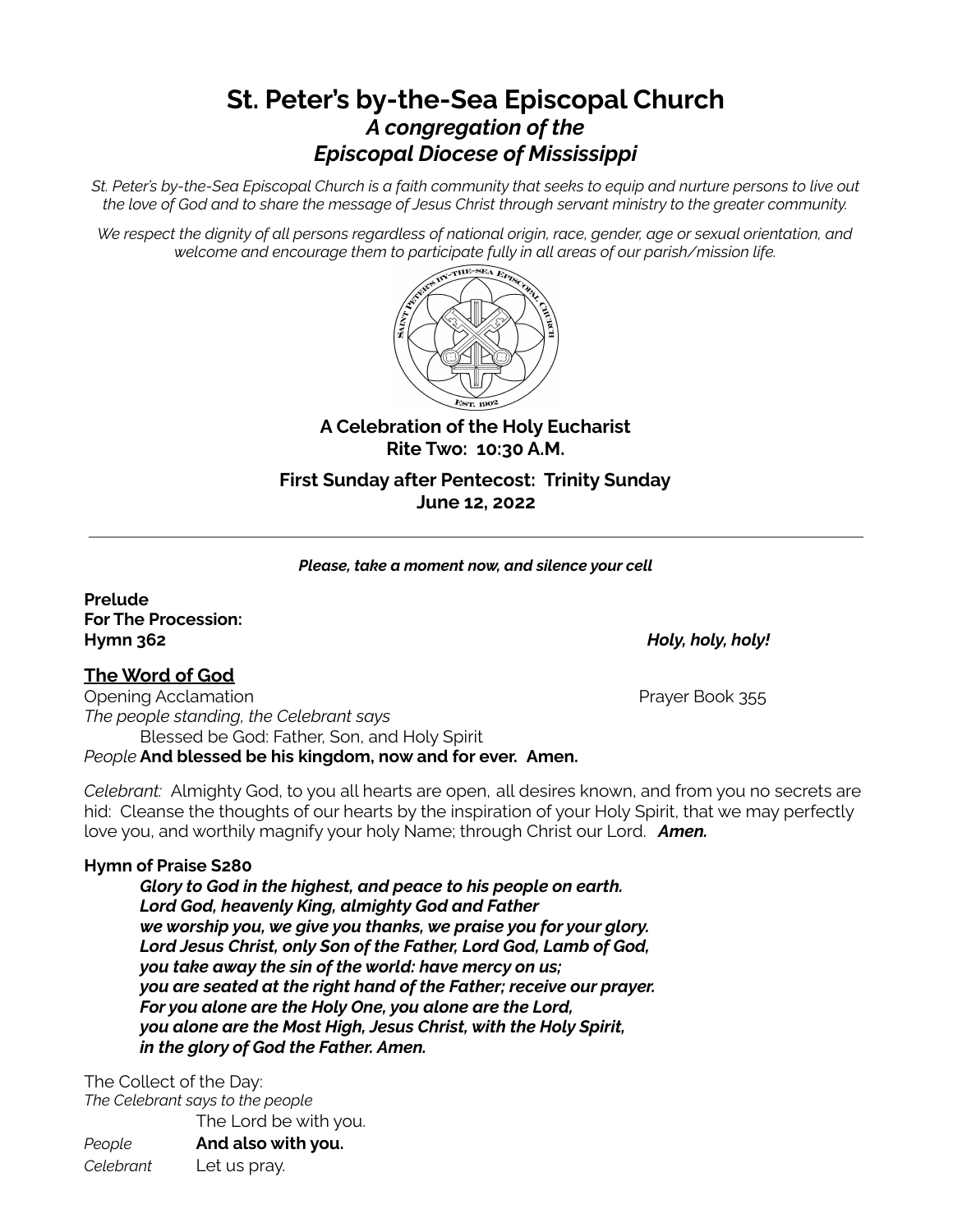# St. Peter's by-the-Sea Episcopal Church
## *A congregation of the Episcopal Diocese of Mississippi*

*St. Peter's by-the-Sea Episcopal Church is a faith community that seeks to equip and nurture persons to live out the love of God and to share the message of Jesus Christ through servant ministry to the greater community.*

*We respect the dignity of all persons regardless of national origin, race, gender, age or sexual orientation, and welcome and encourage them to participate fully in all areas of our parish/mission life.*

**A Celebration of the Holy Eucharist**
**Rite Two: 10:30 A.M.**

**First Sunday after Pentecost: Trinity Sunday**
**June 12, 2022**

---

***Please, take a moment now, and silence your cell***

**Prelude**
**For The Procession:**
**Hymn 362** ***Holy, holy, holy!***

## The Word of God

Opening Acclamation Prayer Book 355
*The people standing, the Celebrant says*
Blessed be God: Father, Son, and Holy Spirit
*People* **And blessed be his kingdom, now and for ever. Amen.**

*Celebrant:* Almighty God, to you all hearts are open, all desires known, and from you no secrets are hid: Cleanse the thoughts of our hearts by the inspiration of your Holy Spirit, that we may perfectly love you, and worthily magnify your holy Name; through Christ our Lord. ***Amen.***

**Hymn of Praise S280**

***Glory to God in the highest, and peace to his people on earth.***
***Lord God, heavenly King, almighty God and Father***
***we worship you, we give you thanks, we praise you for your glory.***
***Lord Jesus Christ, only Son of the Father, Lord God, Lamb of God,***
***you take away the sin of the world: have mercy on us;***
***you are seated at the right hand of the Father; receive our prayer.***
***For you alone are the Holy One, you alone are the Lord,***
***you alone are the Most High, Jesus Christ, with the Holy Spirit,***
***in the glory of God the Father. Amen.***

The Collect of the Day:
*The Celebrant says to the people*
The Lord be with you.
*People* **And also with you.**
*Celebrant* Let us pray.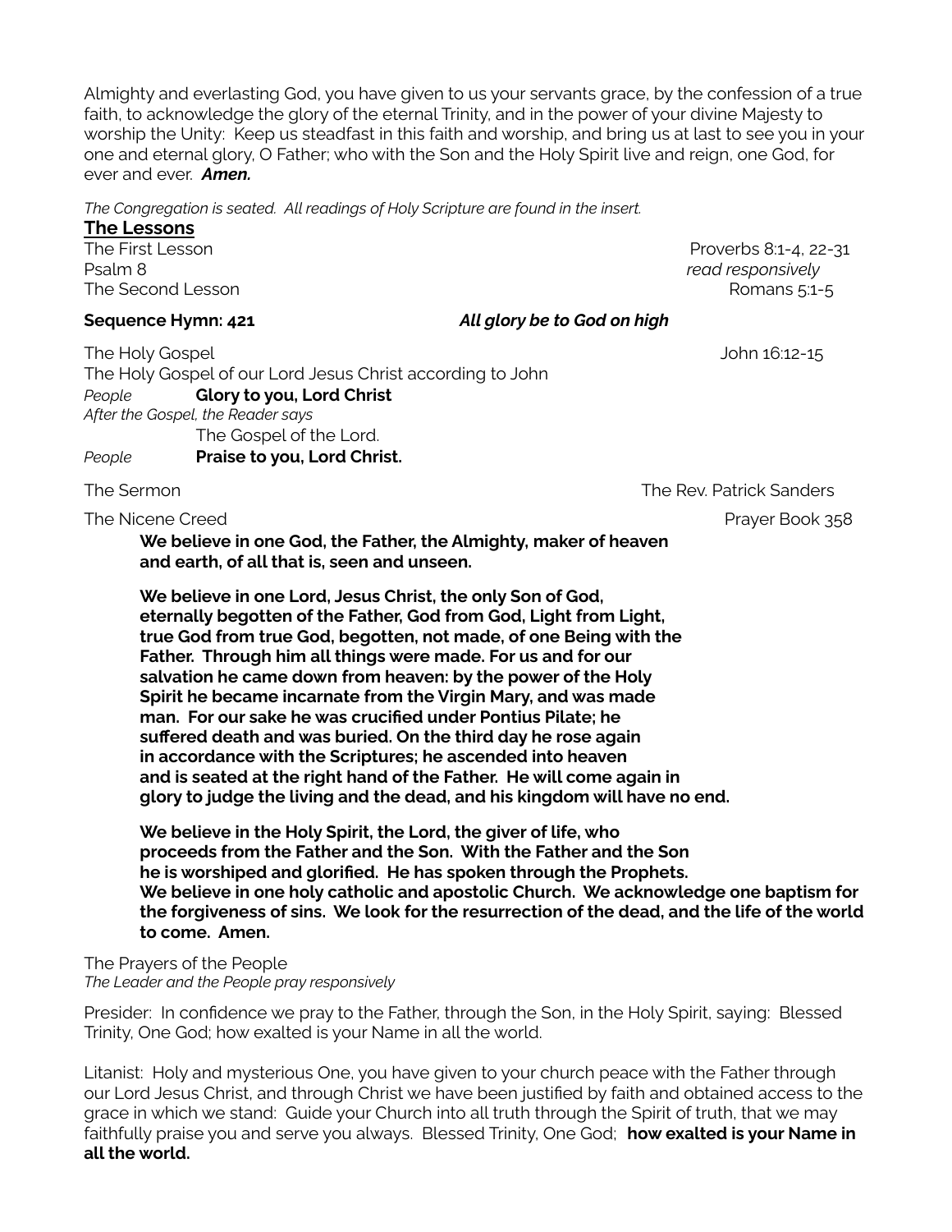Almighty and everlasting God, you have given to us your servants grace, by the confession of a true faith, to acknowledge the glory of the eternal Trinity, and in the power of your divine Majesty to worship the Unity: Keep us steadfast in this faith and worship, and bring us at last to see you in your one and eternal glory, O Father; who with the Son and the Holy Spirit live and reign, one God, for ever and ever. ***Amen.***

*The Congregation is seated. All readings of Holy Scripture are found in the insert.*

## The Lessons

The First Lesson — Proverbs 8:1-4, 22-31

Psalm 8 — *read responsively*

The Second Lesson — Romans 5:1-5

**Sequence Hymn: 421** — ***All glory be to God on high***

The Holy Gospel — John 16:12-15

The Holy Gospel of our Lord Jesus Christ according to John

*People* **Glory to you, Lord Christ**

*After the Gospel, the Reader says*

The Gospel of the Lord.

*People* **Praise to you, Lord Christ.**

The Sermon — The Rev. Patrick Sanders

The Nicene Creed — Prayer Book 358

**We believe in one God, the Father, the Almighty, maker of heaven and earth, of all that is, seen and unseen.**

**We believe in one Lord, Jesus Christ, the only Son of God, eternally begotten of the Father, God from God, Light from Light, true God from true God, begotten, not made, of one Being with the Father. Through him all things were made. For us and for our salvation he came down from heaven: by the power of the Holy Spirit he became incarnate from the Virgin Mary, and was made man. For our sake he was crucified under Pontius Pilate; he suffered death and was buried. On the third day he rose again in accordance with the Scriptures; he ascended into heaven and is seated at the right hand of the Father. He will come again in glory to judge the living and the dead, and his kingdom will have no end.**

**We believe in the Holy Spirit, the Lord, the giver of life, who proceeds from the Father and the Son. With the Father and the Son he is worshiped and glorified. He has spoken through the Prophets. We believe in one holy catholic and apostolic Church. We acknowledge one baptism for the forgiveness of sins. We look for the resurrection of the dead, and the life of the world to come. Amen.**

The Prayers of the People

*The Leader and the People pray responsively*

Presider: In confidence we pray to the Father, through the Son, in the Holy Spirit, saying: Blessed Trinity, One God; how exalted is your Name in all the world.

Litanist: Holy and mysterious One, you have given to your church peace with the Father through our Lord Jesus Christ, and through Christ we have been justified by faith and obtained access to the grace in which we stand: Guide your Church into all truth through the Spirit of truth, that we may faithfully praise you and serve you always. Blessed Trinity, One God; **how exalted is your Name in all the world.**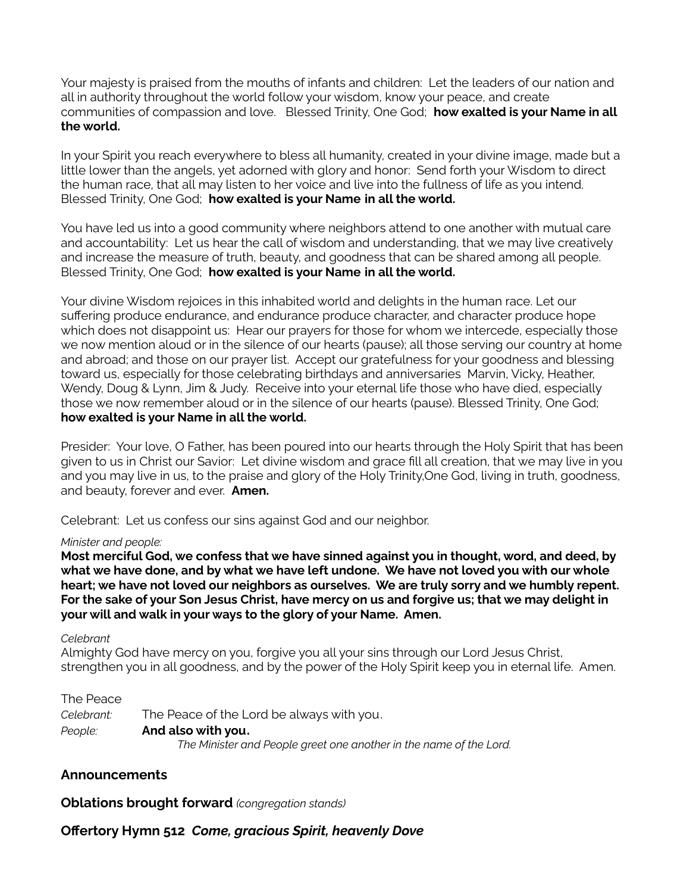Your majesty is praised from the mouths of infants and children: Let the leaders of our nation and all in authority throughout the world follow your wisdom, know your peace, and create communities of compassion and love. Blessed Trinity, One God; **how exalted is your Name in all the world.**

In your Spirit you reach everywhere to bless all humanity, created in your divine image, made but a little lower than the angels, yet adorned with glory and honor: Send forth your Wisdom to direct the human race, that all may listen to her voice and live into the fullness of life as you intend. Blessed Trinity, One God; **how exalted is your Name in all the world.**

You have led us into a good community where neighbors attend to one another with mutual care and accountability: Let us hear the call of wisdom and understanding, that we may live creatively and increase the measure of truth, beauty, and goodness that can be shared among all people. Blessed Trinity, One God; **how exalted is your Name in all the world.**

Your divine Wisdom rejoices in this inhabited world and delights in the human race. Let our suffering produce endurance, and endurance produce character, and character produce hope which does not disappoint us: Hear our prayers for those for whom we intercede, especially those we now mention aloud or in the silence of our hearts (pause); all those serving our country at home and abroad; and those on our prayer list. Accept our gratefulness for your goodness and blessing toward us, especially for those celebrating birthdays and anniversaries Marvin, Vicky, Heather, Wendy, Doug & Lynn, Jim & Judy. Receive into your eternal life those who have died, especially those we now remember aloud or in the silence of our hearts (pause). Blessed Trinity, One God; **how exalted is your Name in all the world.**

Presider: Your love, O Father, has been poured into our hearts through the Holy Spirit that has been given to us in Christ our Savior: Let divine wisdom and grace fill all creation, that we may live in you and you may live in us, to the praise and glory of the Holy Trinity,One God, living in truth, goodness, and beauty, forever and ever. **Amen.**

Celebrant: Let us confess our sins against God and our neighbor.

*Minister and people:*

**Most merciful God, we confess that we have sinned against you in thought, word, and deed, by what we have done, and by what we have left undone. We have not loved you with our whole heart; we have not loved our neighbors as ourselves. We are truly sorry and we humbly repent. For the sake of your Son Jesus Christ, have mercy on us and forgive us; that we may delight in your will and walk in your ways to the glory of your Name. Amen.**

*Celebrant*

Almighty God have mercy on you, forgive you all your sins through our Lord Jesus Christ, strengthen you in all goodness, and by the power of the Holy Spirit keep you in eternal life. Amen.

The Peace

*Celebrant:* The Peace of the Lord be always with you.

*People:* **And also with you.**

*The Minister and People greet one another in the name of the Lord.*

## Announcements

**Oblations brought forward** *(congregation stands)*

## Offertory Hymn 512 ***Come, gracious Spirit, heavenly Dove***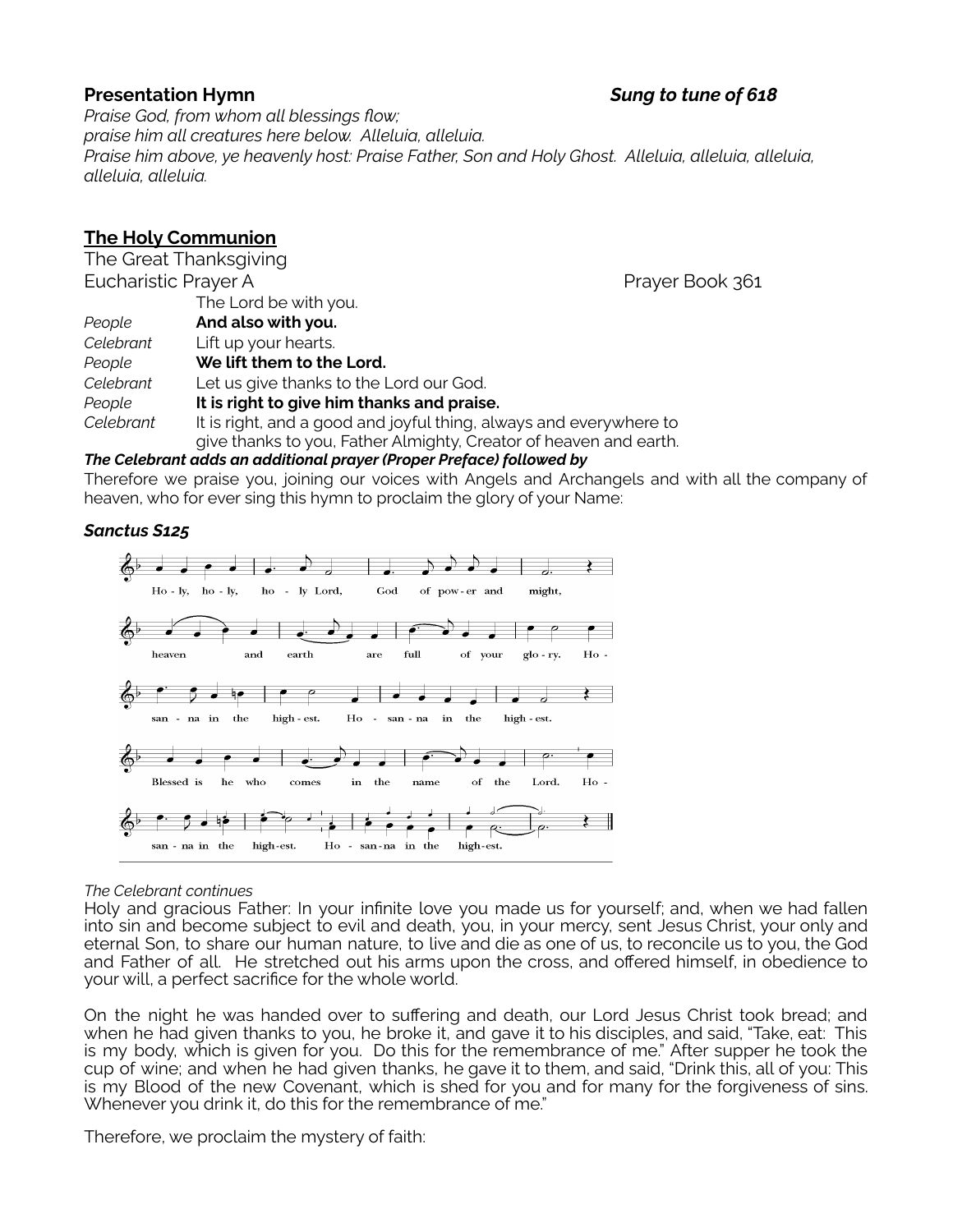**Presentation Hymn** ***Sung to tune of 618***

*Praise God, from whom all blessings flow;*
*praise him all creatures here below. Alleluia, alleluia.*
*Praise him above, ye heavenly host: Praise Father, Son and Holy Ghost. Alleluia, alleluia, alleluia, alleluia, alleluia.*

## The Holy Communion

The Great Thanksgiving

Eucharistic Prayer A Prayer Book 361

| | |
|---|---|
| | The Lord be with you. |
| *People* | **And also with you.** |
| *Celebrant* | Lift up your hearts. |
| *People* | **We lift them to the Lord.** |
| *Celebrant* | Let us give thanks to the Lord our God. |
| *People* | **It is right to give him thanks and praise.** |
| *Celebrant* | It is right, and a good and joyful thing, always and everywhere to give thanks to you, Father Almighty, Creator of heaven and earth. |

***The Celebrant adds an additional prayer (Proper Preface) followed by***

Therefore we praise you, joining our voices with Angels and Archangels and with all the company of heaven, who for ever sing this hymn to proclaim the glory of your Name:

***Sanctus S125***

Ho - ly, ho - ly, ho - ly Lord, God of pow - er and might,
heaven and earth are full of your glo - ry. Ho - san - na in the high - est. Ho - san - na in the high - est.
Blessed is he who comes in the name of the Lord. Ho - san - na in the high-est. Ho - san-na in the high-est.

*The Celebrant continues*

Holy and gracious Father: In your infinite love you made us for yourself; and, when we had fallen into sin and become subject to evil and death, you, in your mercy, sent Jesus Christ, your only and eternal Son, to share our human nature, to live and die as one of us, to reconcile us to you, the God and Father of all. He stretched out his arms upon the cross, and offered himself, in obedience to your will, a perfect sacrifice for the whole world.

On the night he was handed over to suffering and death, our Lord Jesus Christ took bread; and when he had given thanks to you, he broke it, and gave it to his disciples, and said, "Take, eat: This is my body, which is given for you. Do this for the remembrance of me." After supper he took the cup of wine; and when he had given thanks, he gave it to them, and said, "Drink this, all of you: This is my Blood of the new Covenant, which is shed for you and for many for the forgiveness of sins. Whenever you drink it, do this for the remembrance of me."

Therefore, we proclaim the mystery of faith: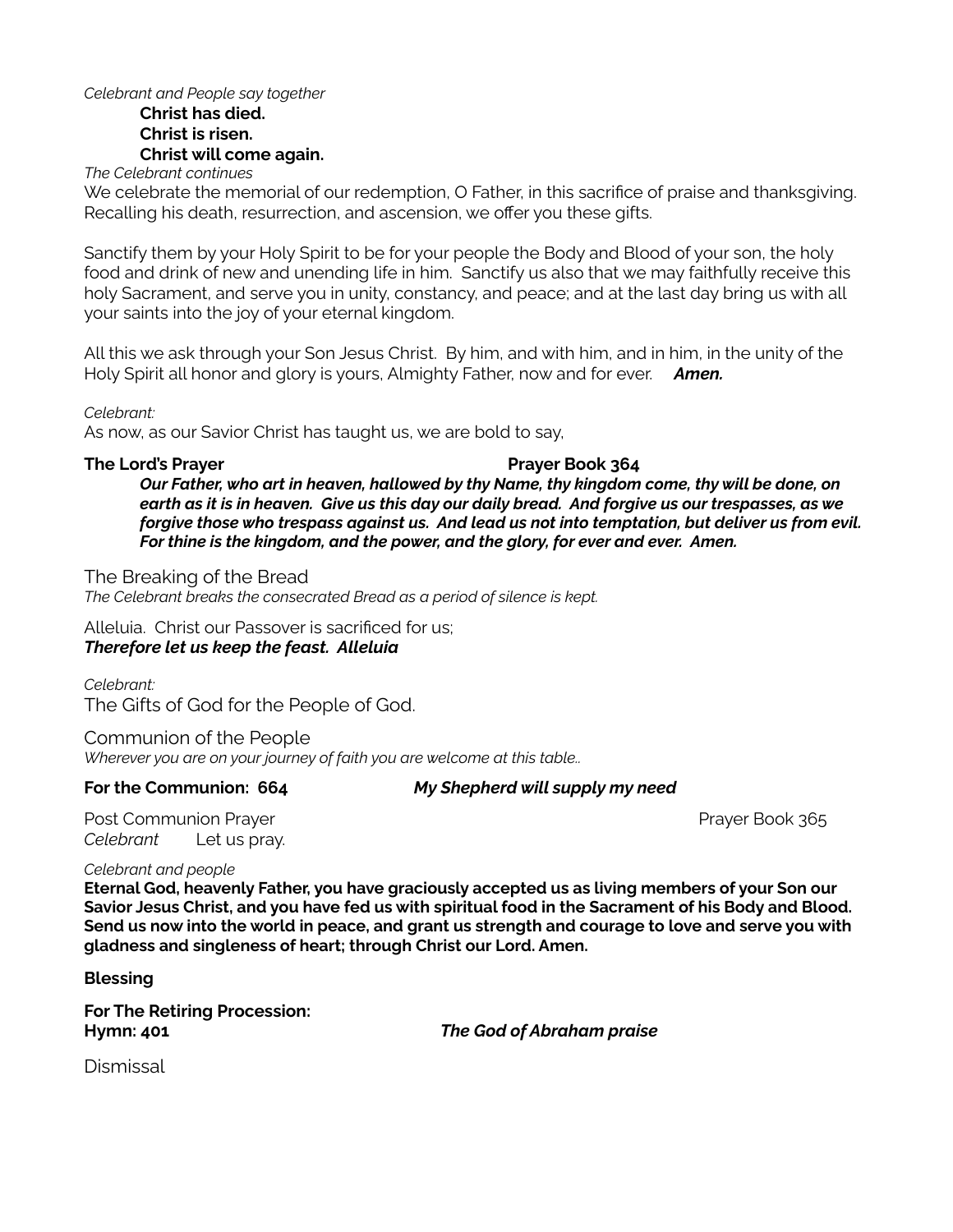*Celebrant and People say together*

**Christ has died.**
**Christ is risen.**
**Christ will come again.**

*The Celebrant continues*

We celebrate the memorial of our redemption, O Father, in this sacrifice of praise and thanksgiving. Recalling his death, resurrection, and ascension, we offer you these gifts.

Sanctify them by your Holy Spirit to be for your people the Body and Blood of your son, the holy food and drink of new and unending life in him. Sanctify us also that we may faithfully receive this holy Sacrament, and serve you in unity, constancy, and peace; and at the last day bring us with all your saints into the joy of your eternal kingdom.

All this we ask through your Son Jesus Christ. By him, and with him, and in him, in the unity of the Holy Spirit all honor and glory is yours, Almighty Father, now and for ever. ***Amen.***

*Celebrant:*

As now, as our Savior Christ has taught us, we are bold to say,

**The Lord's Prayer** **Prayer Book 364**

***Our Father, who art in heaven, hallowed by thy Name, thy kingdom come, thy will be done, on earth as it is in heaven. Give us this day our daily bread. And forgive us our trespasses, as we forgive those who trespass against us. And lead us not into temptation, but deliver us from evil. For thine is the kingdom, and the power, and the glory, for ever and ever. Amen.***

The Breaking of the Bread

*The Celebrant breaks the consecrated Bread as a period of silence is kept.*

Alleluia. Christ our Passover is sacrificed for us;
***Therefore let us keep the feast. Alleluia***

*Celebrant:*

The Gifts of God for the People of God.

Communion of the People

*Wherever you are on your journey of faith you are welcome at this table..*

**For the Communion: 664** ***My Shepherd will supply my need***

Post Communion Prayer Prayer Book 365

*Celebrant* Let us pray.

*Celebrant and people*

**Eternal God, heavenly Father, you have graciously accepted us as living members of your Son our Savior Jesus Christ, and you have fed us with spiritual food in the Sacrament of his Body and Blood. Send us now into the world in peace, and grant us strength and courage to love and serve you with gladness and singleness of heart; through Christ our Lord. Amen.**

**Blessing**

**For The Retiring Procession:**
**Hymn: 401** ***The God of Abraham praise***

Dismissal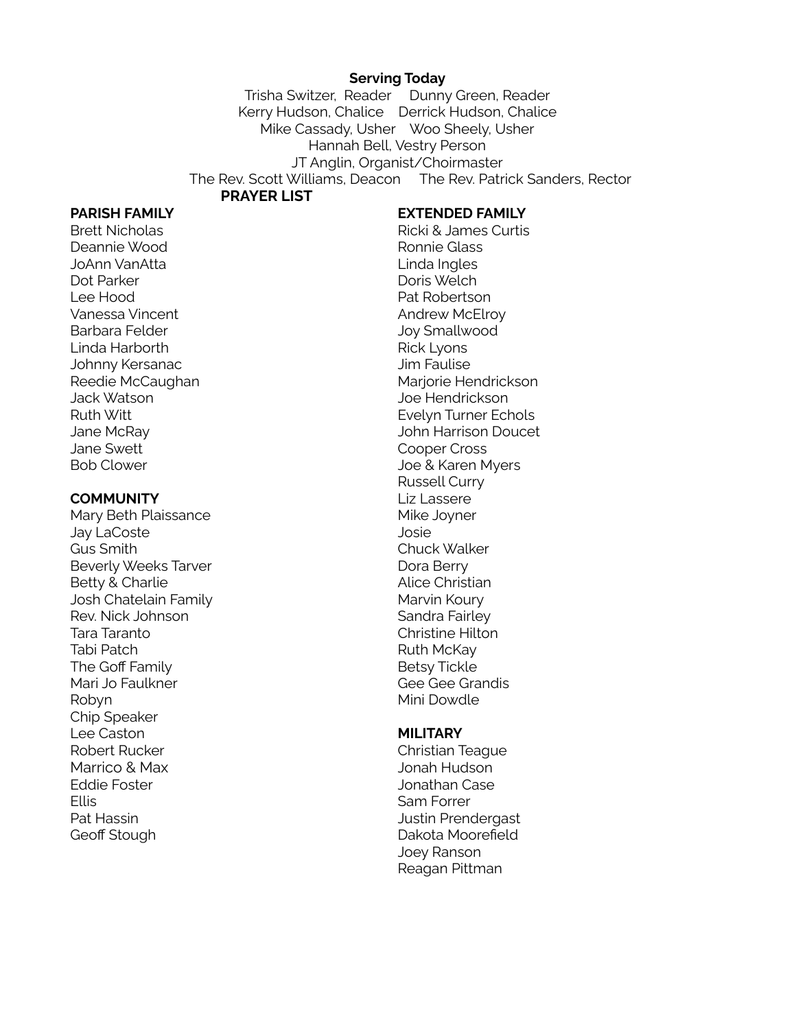**Serving Today**

Trisha Switzer, Reader  Dunny Green, Reader
Kerry Hudson, Chalice  Derrick Hudson, Chalice
Mike Cassady, Usher  Woo Sheely, Usher
Hannah Bell, Vestry Person
JT Anglin, Organist/Choirmaster
The Rev. Scott Williams, Deacon  The Rev. Patrick Sanders, Rector

**PRAYER LIST**

**PARISH FAMILY**
Brett Nicholas
Deannie Wood
JoAnn VanAtta
Dot Parker
Lee Hood
Vanessa Vincent
Barbara Felder
Linda Harborth
Johnny Kersanac
Reedie McCaughan
Jack Watson
Ruth Witt
Jane McRay
Jane Swett
Bob Clower

**COMMUNITY**
Mary Beth Plaissance
Jay LaCoste
Gus Smith
Beverly Weeks Tarver
Betty & Charlie
Josh Chatelain Family
Rev. Nick Johnson
Tara Taranto
Tabi Patch
The Goff Family
Mari Jo Faulkner
Robyn
Chip Speaker
Lee Caston
Robert Rucker
Marrico & Max
Eddie Foster
Ellis
Pat Hassin
Geoff Stough

**EXTENDED FAMILY**
Ricki & James Curtis
Ronnie Glass
Linda Ingles
Doris Welch
Pat Robertson
Andrew McElroy
Joy Smallwood
Rick Lyons
Jim Faulise
Marjorie Hendrickson
Joe Hendrickson
Evelyn Turner Echols
John Harrison Doucet
Cooper Cross
Joe & Karen Myers
Russell Curry
Liz Lassere
Mike Joyner
Josie
Chuck Walker
Dora Berry
Alice Christian
Marvin Koury
Sandra Fairley
Christine Hilton
Ruth McKay
Betsy Tickle
Gee Gee Grandis
Mini Dowdle

**MILITARY**
Christian Teague
Jonah Hudson
Jonathan Case
Sam Forrer
Justin Prendergast
Dakota Moorefield
Joey Ranson
Reagan Pittman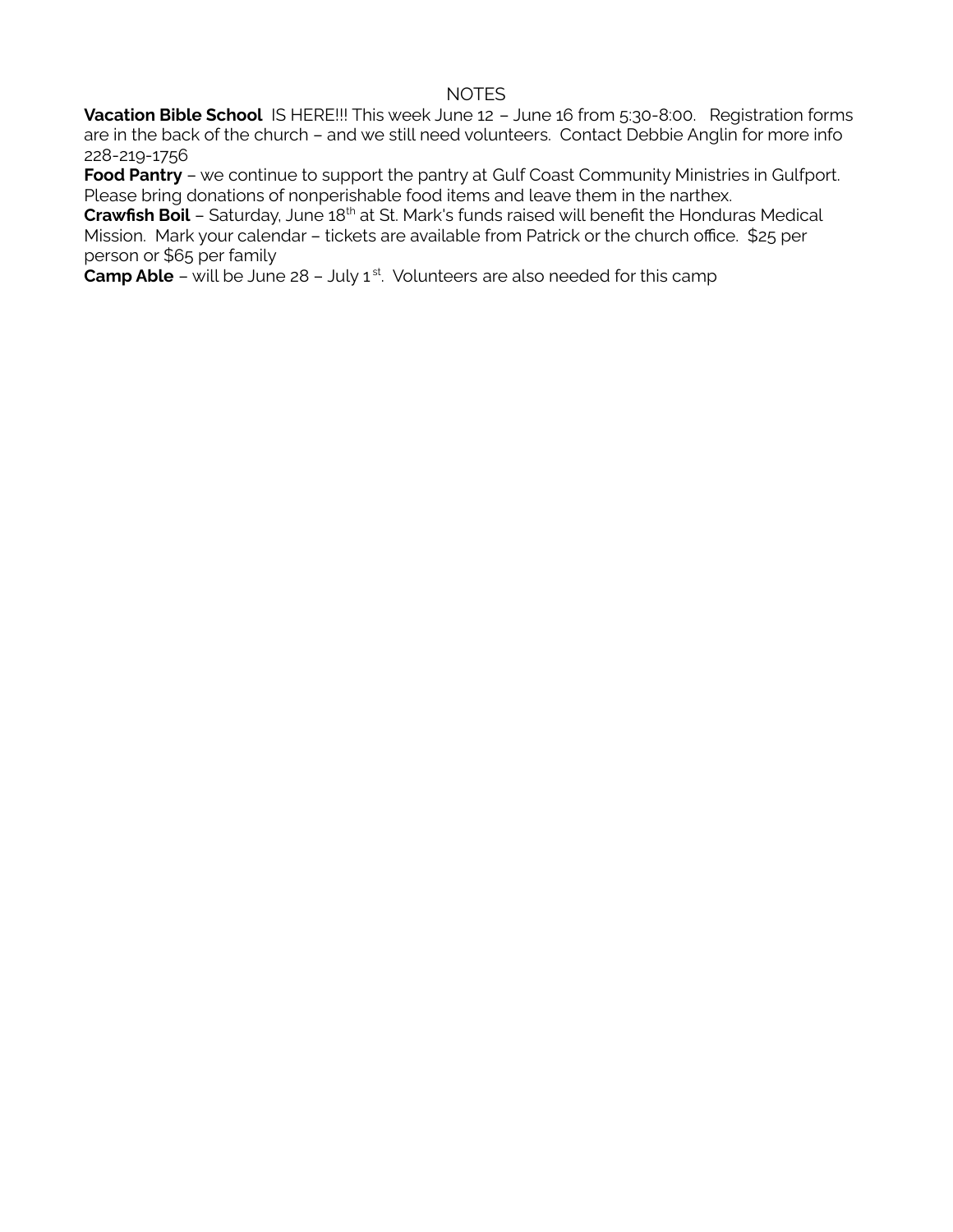NOTES

**Vacation Bible School** IS HERE!!! This week June 12 – June 16 from 5:30-8:00. Registration forms are in the back of the church – and we still need volunteers. Contact Debbie Anglin for more info 228-219-1756

**Food Pantry** – we continue to support the pantry at Gulf Coast Community Ministries in Gulfport. Please bring donations of nonperishable food items and leave them in the narthex.

**Crawfish Boil** – Saturday, June 18th at St. Mark's funds raised will benefit the Honduras Medical Mission. Mark your calendar – tickets are available from Patrick or the church office. $25 per person or $65 per family

**Camp Able** – will be June 28 – July 1st. Volunteers are also needed for this camp